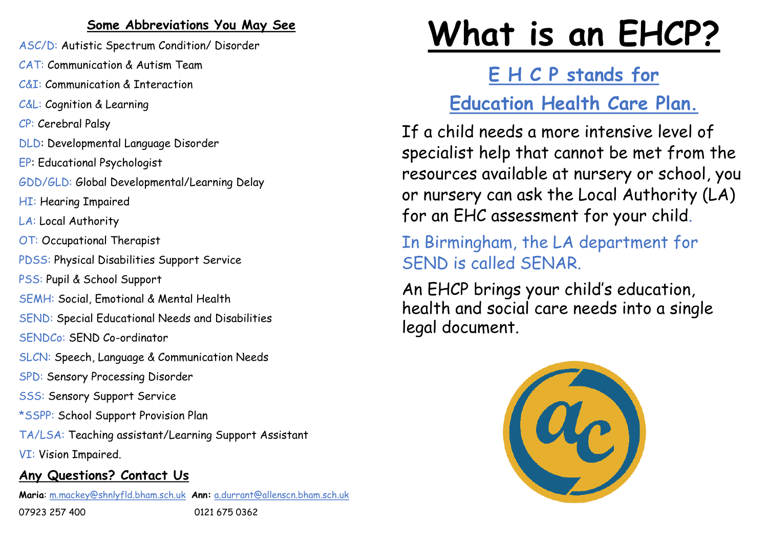## Some Abbreviations You May See

ASC/D: Autistic Spectrum Condition/ Disorder

CAT: Communication & Autism Team

C&I: Communication & Interaction

C&L: Cognition & Learning

CP: Cerebral Palsy

DLD: Developmental Language Disorder

EP: Educational Psychologist

GDD/GLD: Global Developmental/Learning Delay

HI: Hearing Impaired

LA: Local Authority

OT: Occupational Therapist

PDSS: Physical Disabilities Support Service

PSS: Pupil & School Support

SEMH: Social, Emotional & Mental Health

SEND: Special Educational Needs and Disabilities

SENDCo: SEND Co-ordinator

SLCN: Speech, Language & Communication Needs

SPD: Sensory Processing Disorder

SSS: Sensory Support Service

*SSPP: School Support Provision Plan

TA/LSA: Teaching assistant/Learning Support Assistant

VI: Vision Impaired.

## Any Questions? Contact Us

**Maria**: m.mackey@shnlyfld.bham.sch.uk **Ann:** a.durrant@allenscn.bham.sch.uk

07923 257 400 0121 675 0362

# What is an EHCP?

## E H C P stands for

## Education Health Care Plan.

If a child needs a more intensive level of specialist help that cannot be met from the resources available at nursery or school, you or nursery can ask the Local Authority (LA) for an EHC assessment for your child.

In Birmingham, the LA department for SEND is called SENAR.

An EHCP brings your child's education, health and social care needs into a single legal document.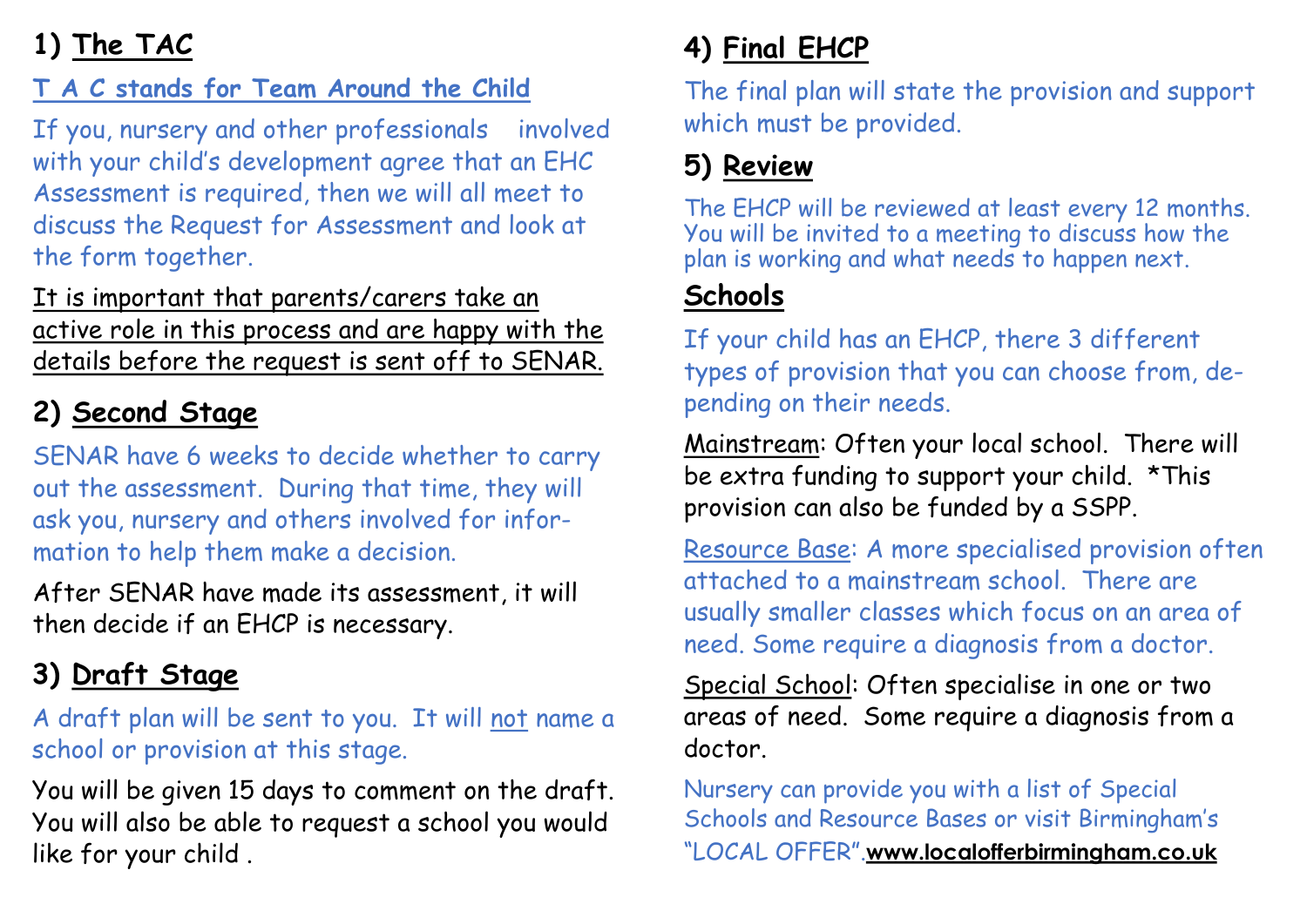## 1) The TAC

T A C stands for Team Around the Child

If you, nursery and other professionals involved with your child's development agree that an EHC Assessment is required, then we will all meet to discuss the Request for Assessment and look at the form together.

It is important that parents/carers take an active role in this process and are happy with the details before the request is sent off to SENAR.

## 2) Second Stage

SENAR have 6 weeks to decide whether to carry out the assessment. During that time, they will ask you, nursery and others involved for information to help them make a decision.

After SENAR have made its assessment, it will then decide if an EHCP is necessary.

## 3) Draft Stage

A draft plan will be sent to you. It will not name a school or provision at this stage.

You will be given 15 days to comment on the draft. You will also be able to request a school you would like for your child .

## 4) Final EHCP

The final plan will state the provision and support which must be provided.

## 5) Review

The EHCP will be reviewed at least every 12 months. You will be invited to a meeting to discuss how the plan is working and what needs to happen next.

## Schools

If your child has an EHCP, there 3 different types of provision that you can choose from, depending on their needs.

Mainstream: Often your local school. There will be extra funding to support your child. *This provision can also be funded by a SSPP.

Resource Base: A more specialised provision often attached to a mainstream school. There are usually smaller classes which focus on an area of need. Some require a diagnosis from a doctor.

Special School: Often specialise in one or two areas of need. Some require a diagnosis from a doctor.

Nursery can provide you with a list of Special Schools and Resource Bases or visit Birmingham's "LOCAL OFFER". **www.localofferbirmingham.co.uk**